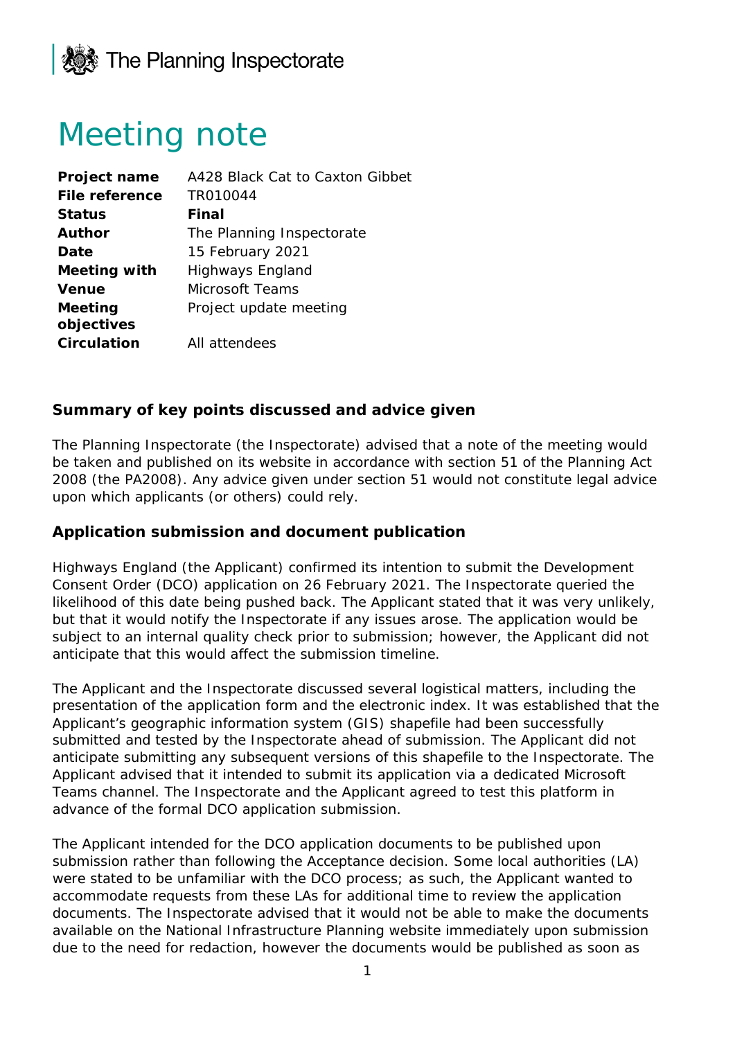The Planning Inspectorate

# Meeting note

| | |
|---|---|
| **Project name** | A428 Black Cat to Caxton Gibbet |
| **File reference** | TR010044 |
| **Status** | **Final** |
| **Author** | The Planning Inspectorate |
| **Date** | 15 February 2021 |
| **Meeting with** | Highways England |
| **Venue** | Microsoft Teams |
| **Meeting objectives** | Project update meeting |
| **Circulation** | All attendees |

### Summary of key points discussed and advice given

The Planning Inspectorate (the Inspectorate) advised that a note of the meeting would be taken and published on its website in accordance with section 51 of the Planning Act 2008 (the PA2008). Any advice given under section 51 would not constitute legal advice upon which applicants (or others) could rely.

### Application submission and document publication

Highways England (the Applicant) confirmed its intention to submit the Development Consent Order (DCO) application on 26 February 2021. The Inspectorate queried the likelihood of this date being pushed back. The Applicant stated that it was very unlikely, but that it would notify the Inspectorate if any issues arose. The application would be subject to an internal quality check prior to submission; however, the Applicant did not anticipate that this would affect the submission timeline.

The Applicant and the Inspectorate discussed several logistical matters, including the presentation of the application form and the electronic index. It was established that the Applicant's geographic information system (GIS) shapefile had been successfully submitted and tested by the Inspectorate ahead of submission. The Applicant did not anticipate submitting any subsequent versions of this shapefile to the Inspectorate. The Applicant advised that it intended to submit its application via a dedicated Microsoft Teams channel. The Inspectorate and the Applicant agreed to test this platform in advance of the formal DCO application submission.

The Applicant intended for the DCO application documents to be published upon submission rather than following the Acceptance decision. Some local authorities (LA) were stated to be unfamiliar with the DCO process; as such, the Applicant wanted to accommodate requests from these LAs for additional time to review the application documents. The Inspectorate advised that it would not be able to make the documents available on the National Infrastructure Planning website immediately upon submission due to the need for redaction, however the documents would be published as soon as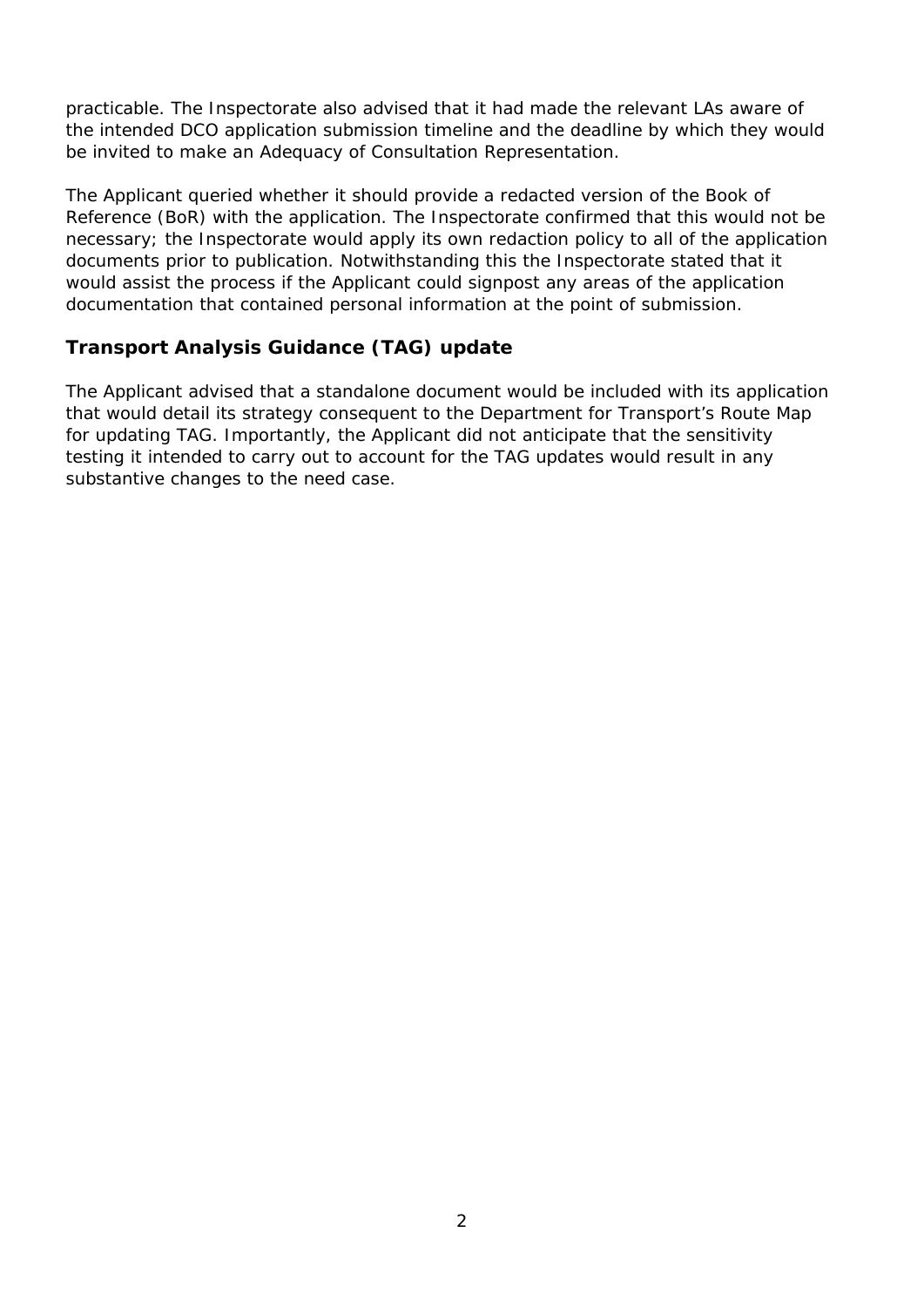practicable. The Inspectorate also advised that it had made the relevant LAs aware of the intended DCO application submission timeline and the deadline by which they would be invited to make an Adequacy of Consultation Representation.

The Applicant queried whether it should provide a redacted version of the Book of Reference (BoR) with the application. The Inspectorate confirmed that this would not be necessary; the Inspectorate would apply its own redaction policy to all of the application documents prior to publication. Notwithstanding this the Inspectorate stated that it would assist the process if the Applicant could signpost any areas of the application documentation that contained personal information at the point of submission.

### Transport Analysis Guidance (TAG) update

The Applicant advised that a standalone document would be included with its application that would detail its strategy consequent to the Department for Transport's Route Map for updating TAG. Importantly, the Applicant did not anticipate that the sensitivity testing it intended to carry out to account for the TAG updates would result in any substantive changes to the need case.